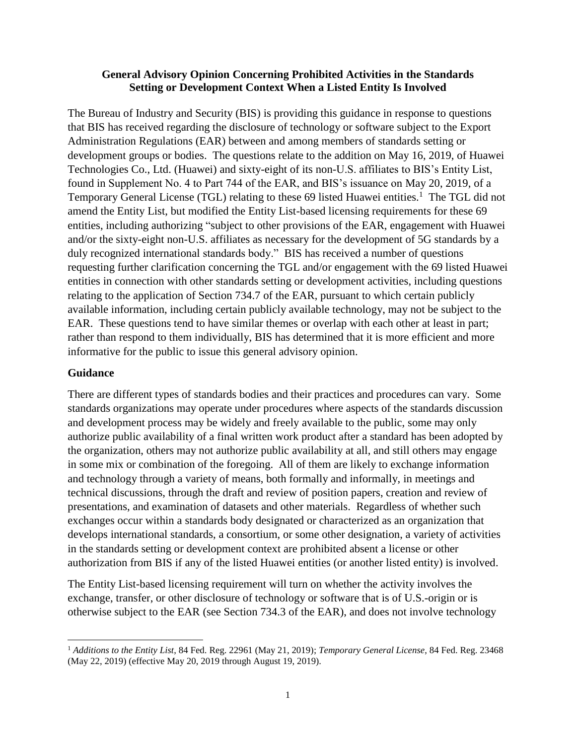**General Advisory Opinion Concerning Prohibited Activities in the Standards Setting or Development Context When a Listed Entity Is Involved**

The Bureau of Industry and Security (BIS) is providing this guidance in response to questions that BIS has received regarding the disclosure of technology or software subject to the Export Administration Regulations (EAR) between and among members of standards setting or development groups or bodies. The questions relate to the addition on May 16, 2019, of Huawei Technologies Co., Ltd. (Huawei) and sixty-eight of its non-U.S. affiliates to BIS's Entity List, found in Supplement No. 4 to Part 744 of the EAR, and BIS's issuance on May 20, 2019, of a Temporary General License (TGL) relating to these 69 listed Huawei entities.[1] The TGL did not amend the Entity List, but modified the Entity List-based licensing requirements for these 69 entities, including authorizing "subject to other provisions of the EAR, engagement with Huawei and/or the sixty-eight non-U.S. affiliates as necessary for the development of 5G standards by a duly recognized international standards body." BIS has received a number of questions requesting further clarification concerning the TGL and/or engagement with the 69 listed Huawei entities in connection with other standards setting or development activities, including questions relating to the application of Section 734.7 of the EAR, pursuant to which certain publicly available information, including certain publicly available technology, may not be subject to the EAR. These questions tend to have similar themes or overlap with each other at least in part; rather than respond to them individually, BIS has determined that it is more efficient and more informative for the public to issue this general advisory opinion.

## Guidance

There are different types of standards bodies and their practices and procedures can vary. Some standards organizations may operate under procedures where aspects of the standards discussion and development process may be widely and freely available to the public, some may only authorize public availability of a final written work product after a standard has been adopted by the organization, others may not authorize public availability at all, and still others may engage in some mix or combination of the foregoing. All of them are likely to exchange information and technology through a variety of means, both formally and informally, in meetings and technical discussions, through the draft and review of position papers, creation and review of presentations, and examination of datasets and other materials. Regardless of whether such exchanges occur within a standards body designated or characterized as an organization that develops international standards, a consortium, or some other designation, a variety of activities in the standards setting or development context are prohibited absent a license or other authorization from BIS if any of the listed Huawei entities (or another listed entity) is involved.

The Entity List-based licensing requirement will turn on whether the activity involves the exchange, transfer, or other disclosure of technology or software that is of U.S.-origin or is otherwise subject to the EAR (see Section 734.3 of the EAR), and does not involve technology

[1] *Additions to the Entity List*, 84 Fed. Reg. 22961 (May 21, 2019); *Temporary General License*, 84 Fed. Reg. 23468 (May 22, 2019) (effective May 20, 2019 through August 19, 2019).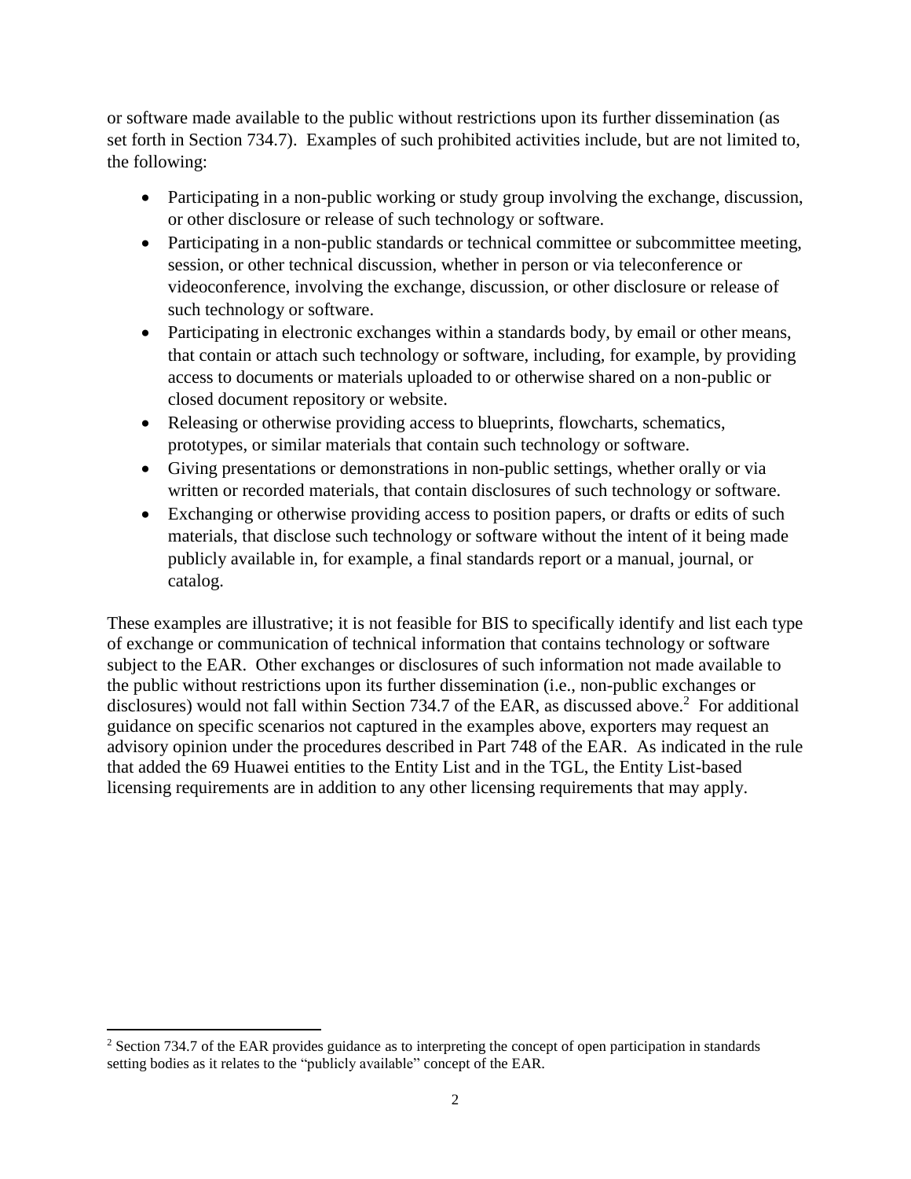or software made available to the public without restrictions upon its further dissemination (as set forth in Section 734.7). Examples of such prohibited activities include, but are not limited to, the following:

- Participating in a non-public working or study group involving the exchange, discussion, or other disclosure or release of such technology or software.
- Participating in a non-public standards or technical committee or subcommittee meeting, session, or other technical discussion, whether in person or via teleconference or videoconference, involving the exchange, discussion, or other disclosure or release of such technology or software.
- Participating in electronic exchanges within a standards body, by email or other means, that contain or attach such technology or software, including, for example, by providing access to documents or materials uploaded to or otherwise shared on a non-public or closed document repository or website.
- Releasing or otherwise providing access to blueprints, flowcharts, schematics, prototypes, or similar materials that contain such technology or software.
- Giving presentations or demonstrations in non-public settings, whether orally or via written or recorded materials, that contain disclosures of such technology or software.
- Exchanging or otherwise providing access to position papers, or drafts or edits of such materials, that disclose such technology or software without the intent of it being made publicly available in, for example, a final standards report or a manual, journal, or catalog.

These examples are illustrative; it is not feasible for BIS to specifically identify and list each type of exchange or communication of technical information that contains technology or software subject to the EAR. Other exchanges or disclosures of such information not made available to the public without restrictions upon its further dissemination (i.e., non-public exchanges or disclosures) would not fall within Section 734.7 of the EAR, as discussed above.[2] For additional guidance on specific scenarios not captured in the examples above, exporters may request an advisory opinion under the procedures described in Part 748 of the EAR. As indicated in the rule that added the 69 Huawei entities to the Entity List and in the TGL, the Entity List-based licensing requirements are in addition to any other licensing requirements that may apply.

[2] Section 734.7 of the EAR provides guidance as to interpreting the concept of open participation in standards setting bodies as it relates to the "publicly available" concept of the EAR.